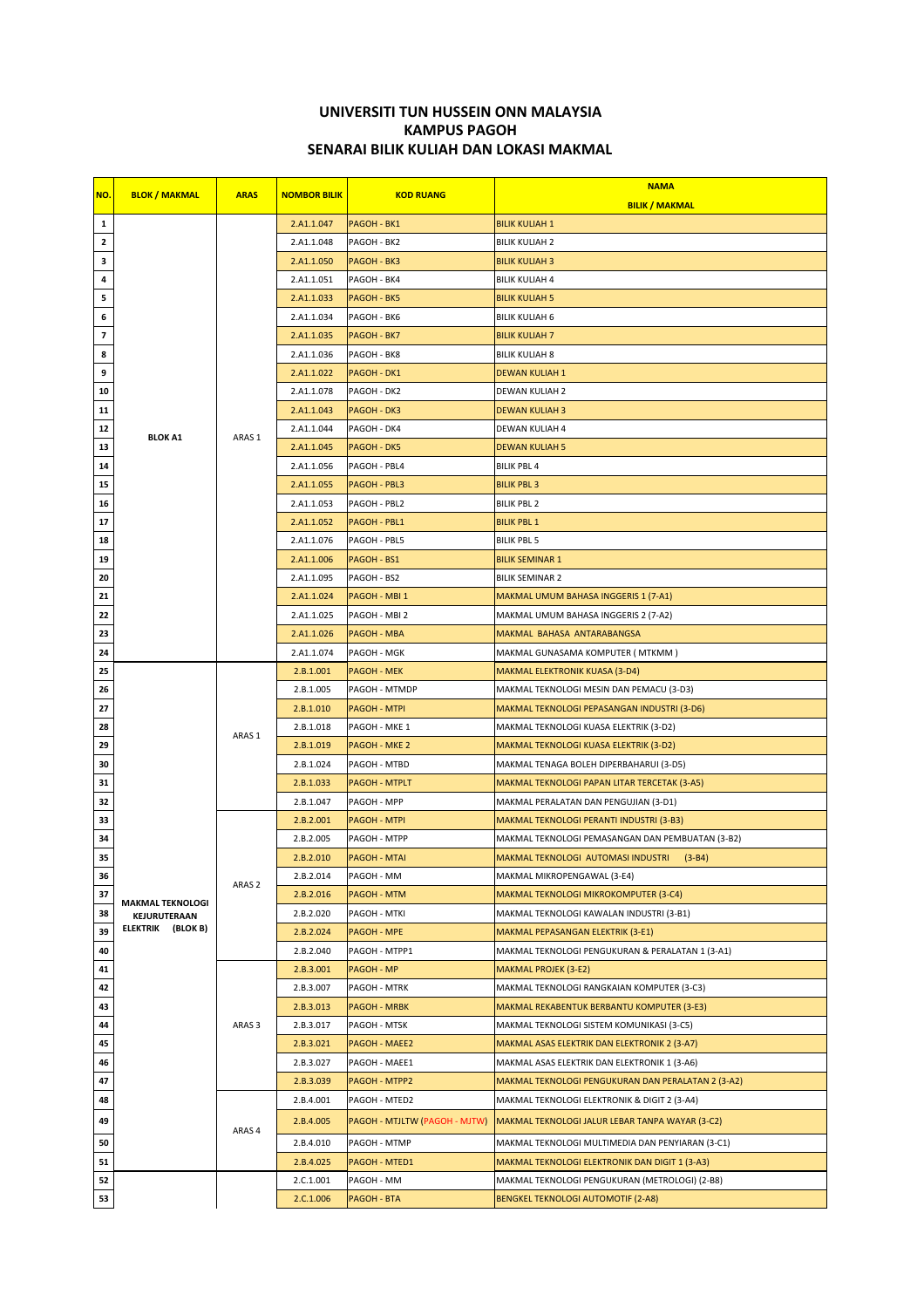## UNIVERSITI TUN HUSSEIN ONN MALAYSIA
## KAMPUS PAGOH
## SENARAI BILIK KULIAH DAN LOKASI MAKMAL

| NO. | BLOK / MAKMAL | ARAS | NOMBOR BILIK | KOD RUANG | NAMA BILIK / MAKMAL |
|---|---|---|---|---|---|
| 1 | BLOK A1 | ARAS 1 | 2.A1.1.047 | PAGOH - BK1 | BILIK KULIAH 1 |
| 2 | | | 2.A1.1.048 | PAGOH - BK2 | BILIK KULIAH 2 |
| 3 | | | 2.A1.1.050 | PAGOH - BK3 | BILIK KULIAH 3 |
| 4 | | | 2.A1.1.051 | PAGOH - BK4 | BILIK KULIAH 4 |
| 5 | | | 2.A1.1.033 | PAGOH - BK5 | BILIK KULIAH 5 |
| 6 | | | 2.A1.1.034 | PAGOH - BK6 | BILIK KULIAH 6 |
| 7 | | | 2.A1.1.035 | PAGOH - BK7 | BILIK KULIAH 7 |
| 8 | | | 2.A1.1.036 | PAGOH - BK8 | BILIK KULIAH 8 |
| 9 | | | 2.A1.1.022 | PAGOH - DK1 | DEWAN KULIAH 1 |
| 10 | | | 2.A1.1.078 | PAGOH - DK2 | DEWAN KULIAH 2 |
| 11 | | | 2.A1.1.043 | PAGOH - DK3 | DEWAN KULIAH 3 |
| 12 | | | 2.A1.1.044 | PAGOH - DK4 | DEWAN KULIAH 4 |
| 13 | | | 2.A1.1.045 | PAGOH - DK5 | DEWAN KULIAH 5 |
| 14 | | | 2.A1.1.056 | PAGOH - PBL4 | BILIK PBL 4 |
| 15 | | | 2.A1.1.055 | PAGOH - PBL3 | BILIK PBL 3 |
| 16 | | | 2.A1.1.053 | PAGOH - PBL2 | BILIK PBL 2 |
| 17 | | | 2.A1.1.052 | PAGOH - PBL1 | BILIK PBL 1 |
| 18 | | | 2.A1.1.076 | PAGOH - PBL5 | BILIK PBL 5 |
| 19 | | | 2.A1.1.006 | PAGOH - BS1 | BILIK SEMINAR 1 |
| 20 | | | 2.A1.1.095 | PAGOH - BS2 | BILIK SEMINAR 2 |
| 21 | | | 2.A1.1.024 | PAGOH - MBI 1 | MAKMAL UMUM BAHASA INGGERIS 1 (7-A1) |
| 22 | | | 2.A1.1.025 | PAGOH - MBI 2 | MAKMAL UMUM BAHASA INGGERIS 2 (7-A2) |
| 23 | | | 2.A1.1.026 | PAGOH - MBA | MAKMAL BAHASA ANTARABANGSA |
| 24 | | | 2.A1.1.074 | PAGOH - MGK | MAKMAL GUNASAMA KOMPUTER ( MTKMM ) |
| 25 | MAKMAL TEKNOLOGI KEJURUTERAAN ELEKTRIK (BLOK B) | ARAS 1 | 2.B.1.001 | PAGOH - MEK | MAKMAL ELEKTRONIK KUASA (3-D4) |
| 26 | | | 2.B.1.005 | PAGOH - MTMDP | MAKMAL TEKNOLOGI MESIN DAN PEMACU (3-D3) |
| 27 | | | 2.B.1.010 | PAGOH - MTPI | MAKMAL TEKNOLOGI PEPASANGAN INDUSTRI (3-D6) |
| 28 | | | 2.B.1.018 | PAGOH - MKE 1 | MAKMAL TEKNOLOGI KUASA ELEKTRIK (3-D2) |
| 29 | | | 2.B.1.019 | PAGOH - MKE 2 | MAKMAL TEKNOLOGI KUASA ELEKTRIK (3-D2) |
| 30 | | | 2.B.1.024 | PAGOH - MTBD | MAKMAL TENAGA BOLEH DIPERBAHARUI (3-D5) |
| 31 | | | 2.B.1.033 | PAGOH - MTPLT | MAKMAL TEKNOLOGI PAPAN LITAR TERCETAK (3-A5) |
| 32 | | | 2.B.1.047 | PAGOH - MPP | MAKMAL PERALATAN DAN PENGUJIAN (3-D1) |
| 33 | | ARAS 2 | 2.B.2.001 | PAGOH - MTPI | MAKMAL TEKNOLOGI PERANTI INDUSTRI (3-B3) |
| 34 | | | 2.B.2.005 | PAGOH - MTPP | MAKMAL TEKNOLOGI PEMASANGAN DAN PEMBUATAN (3-B2) |
| 35 | | | 2.B.2.010 | PAGOH - MTAI | MAKMAL TEKNOLOGI AUTOMASI INDUSTRI (3-B4) |
| 36 | | | 2.B.2.014 | PAGOH - MM | MAKMAL MIKROPENGAWAL (3-E4) |
| 37 | | | 2.B.2.016 | PAGOH - MTM | MAKMAL TEKNOLOGI MIKROKOMPUTER (3-C4) |
| 38 | | | 2.B.2.020 | PAGOH - MTKI | MAKMAL TEKNOLOGI KAWALAN INDUSTRI (3-B1) |
| 39 | | | 2.B.2.024 | PAGOH - MPE | MAKMAL PEPASANGAN ELEKTRIK (3-E1) |
| 40 | | | 2.B.2.040 | PAGOH - MTPP1 | MAKMAL TEKNOLOGI PENGUKURAN & PERALATAN 1 (3-A1) |
| 41 | | ARAS 3 | 2.B.3.001 | PAGOH - MP | MAKMAL PROJEK (3-E2) |
| 42 | | | 2.B.3.007 | PAGOH - MTRK | MAKMAL TEKNOLOGI RANGKAIAN KOMPUTER (3-C3) |
| 43 | | | 2.B.3.013 | PAGOH - MRBK | MAKMAL REKABENTUK BERBANTU KOMPUTER (3-E3) |
| 44 | | | 2.B.3.017 | PAGOH - MTSK | MAKMAL TEKNOLOGI SISTEM KOMUNIKASI (3-C5) |
| 45 | | | 2.B.3.021 | PAGOH - MAEE2 | MAKMAL ASAS ELEKTRIK DAN ELEKTRONIK 2 (3-A7) |
| 46 | | | 2.B.3.027 | PAGOH - MAEE1 | MAKMAL ASAS ELEKTRIK DAN ELEKTRONIK 1 (3-A6) |
| 47 | | | 2.B.3.039 | PAGOH - MTPP2 | MAKMAL TEKNOLOGI PENGUKURAN DAN PERALATAN 2 (3-A2) |
| 48 | | ARAS 4 | 2.B.4.001 | PAGOH - MTED2 | MAKMAL TEKNOLOGI ELEKTRONIK & DIGIT 2 (3-A4) |
| 49 | | | 2.B.4.005 | PAGOH - MTJLTW (PAGOH - MJTW) | MAKMAL TEKNOLOGI JALUR LEBAR TANPA WAYAR (3-C2) |
| 50 | | | 2.B.4.010 | PAGOH - MTMP | MAKMAL TEKNOLOGI MULTIMEDIA DAN PENYIARAN (3-C1) |
| 51 | | | 2.B.4.025 | PAGOH - MTED1 | MAKMAL TEKNOLOGI ELEKTRONIK DAN DIGIT 1 (3-A3) |
| 52 | | | 2.C.1.001 | PAGOH - MM | MAKMAL TEKNOLOGI PENGUKURAN (METROLOGI) (2-B8) |
| 53 | | | 2.C.1.006 | PAGOH - BTA | BENGKEL TEKNOLOGI AUTOMOTIF (2-A8) |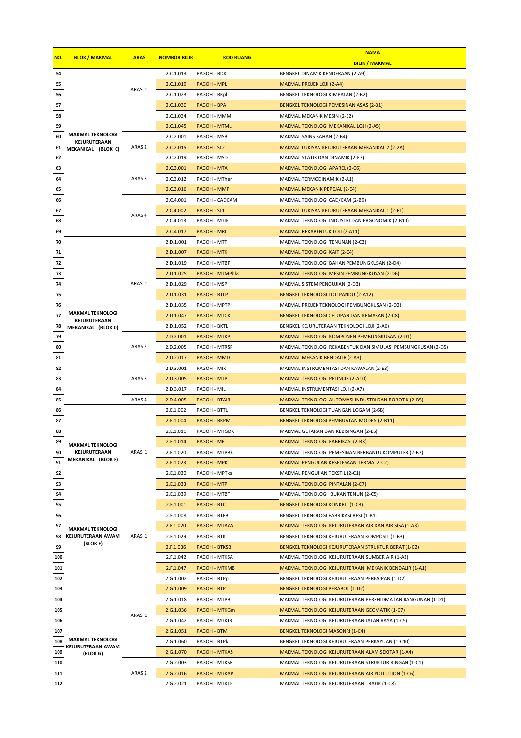| NO. | BLOK / MAKMAL | ARAS | NOMBOR BILIK | KOD RUANG | NAMA BILIK / MAKMAL |
|---|---|---|---|---|---|
| 54 | MAKMAL TEKNOLOGI KEJURUTERAAN MEKANIKAL (BLOK C) | ARAS 1 | 2.C.1.013 | PAGOH - BDK | BENGKEL DINAMIK KENDERAAN (2-A9) |
| 55 | | | 2.C.1.019 | PAGOH - MPL | MAKMAL PROJEK LOJI (2-A4) |
| 56 | | | 2.C.1.023 | PAGOH - BKpl | BENGKEL TEKNOLOGI KIMPALAN (2-B2) |
| 57 | | | 2.C.1.030 | PAGOH - BPA | BENGKEL TEKNOLOGI PEMESINAN ASAS (2-B1) |
| 58 | | | 2.C.1.034 | PAGOH - MMM | MAKMAL MEKANIK MESIN (2-E2) |
| 59 | | | 2.C.1.045 | PAGOH - MTML | MAKMAL TEKNOLOGI MEKANIKAL LOJI (2-A5) |
| 60 | | ARAS 2 | 2.C.2.001 | PAGOH - MSB | MAKMAL SAINS BAHAN (2-B4) |
| 61 | | | 2.C.2.015 | PAGOH - SL2 | MAKMAL LUKISAN KEJURUTERAAN MEKANIKAL 2 (2-2A) |
| 62 | | | 2.C.2.019 | PAGOH - MSD | MAKMAL STATIK DAN DINAMIK (2-E7) |
| 63 | | ARAS 3 | 2.C.3.001 | PAGOH - MTA | MAKMAL TEKNOLOGI APAREL (2-C6) |
| 64 | | | 2.C.3.012 | PAGOH - MTher | MAKMAL TERMODINAMIK (2-A1) |
| 65 | | | 2.C.3.016 | PAGOH - MMP | MAKMAL MEKANIK PEPEJAL (2-E4) |
| 66 | | ARAS 4 | 2.C.4.001 | PAGOH - CADCAM | MAKMAL TEKNOLOGI CAD/CAM (2-B9) |
| 67 | | | 2.C.4.002 | PAGOH - SL1 | MAKMAL LUKISAN KEJURUTERAAN MEKANIKAL 1 (2-F1) |
| 68 | | | 2.C.4.013 | PAGOH - MTIE | MAKMAL TEKNOLOGI INDUSTRI DAN ERGONOMIK (2-B10) |
| 69 | | | 2.C.4.017 | PAGOH - MRL | MAKMAL REKABENTUK LOJI (2-A11) |
| 70 | MAKMAL TEKNOLOGI KEJURUTERAAN MEKANIKAL (BLOK D) | ARAS 1 | 2.D.1.001 | PAGOH - MTT | MAKMAL TEKNOLOGI TENUNAN (2-C3) |
| 71 | | | 2.D.1.007 | PAGOH - MTK | MAKMAL TEKNOLOGI KAIT (2-C4) |
| 72 | | | 2.D.1.019 | PAGOH - MTBP | MAKMAL TEKNOLOGI BAHAN PEMBUNGKUSAN (2-D4) |
| 73 | | | 2.D.1.025 | PAGOH - MTMPbks | MAKMAL TEKNOLOGI MESIN PEMBUNGKUSAN (2-D6) |
| 74 | | | 2.D.1.029 | PAGOH - MSP | MAKMAL SISTEM PENGUJIAN (2-D3) |
| 75 | | | 2.D.1.031 | PAGOH - BTLP | BENGKEL TEKNOLOGI LOJI PANDU (2-A12) |
| 76 | | | 2.D.1.035 | PAGOH - MPTP | MAKMAL PROJEK TEKNOLOGI PEMBUNGKUSAN (2-D2) |
| 77 | | | 2.D.1.047 | PAGOH - MTCK | BENGKEL TEKNOLOGI CELUPAN DAN KEMASAN (2-C8) |
| 78 | | | 2.D.1.052 | PAGOH - BKTL | BENGKEL KEJURUTERAAN TEKNOLOGI LOJI (2-A6) |
| 79 | | ARAS 2 | 2.D.2.001 | PAGOH - MTKP | MAKMAL TEKNOLOGI KOMPONEN PEMBUNGKUSAN (2-D1) |
| 80 | | | 2.D.2.005 | PAGOH - MTRSP | MAKMAL TEKNOLOGI REKABENTUK DAN SIMULASI PEMBUNGKUSAN (2-D5) |
| 81 | | | 2.D.2.017 | PAGOH - MMD | MAKMAL MEKANIK BENDALIR (2-A3) |
| 82 | | ARAS 3 | 2.D.3.001 | PAGOH - MIK | MAKMAL INSTRUMENTASI DAN KAWALAN (2-E3) |
| 83 | | | 2.D.3.005 | PAGOH - MTP | MAKMAL TEKNOLOGI PELINCIR (2-A10) |
| 84 | | | 2.D.3.017 | PAGOH - MIL | MAKMAL INSTRUMENTASI LOJI (2-A7) |
| 85 | | ARAS 4 | 2.D.4.005 | PAGOH - BTAIR | MAKMAL TEKNOLOGI AUTOMASI INDUSTRI DAN ROBOTIK (2-B5) |
| 86 | MAKMAL TEKNOLOGI KEJURUTERAAN MEKANIKAL (BLOK E) | ARAS 1 | 2.E.1.002 | PAGOH - BTTL | BENGKEL TEKNOLOGI TUANGAN LOGAM (2-6B) |
| 87 | | | 2.E.1.004 | PAGOH - BKPM | BENGKEL TEKNOLOGI PEMBUATAN MODEN (2-B11) |
| 88 | | | 2.E.1.011 | PAGOH - MTGDK | MAKMAL GETARAN DAN KEBISINGAN (2-E5) |
| 89 | | | 2.E.1.014 | PAGOH - MF | MAKMAL TEKNOLOGI FABRIKASI (2-B3) |
| 90 | | | 2.E.1.020 | PAGOH - MTPBK | MAKMAL TEKNOLOGI PEMESINAN BERBANTU KOMPUTER (2-B7) |
| 91 | | | 2.E.1.023 | PAGOH - MPKT | MAKMAL PENGUJIAN KESELESAAN TERMA (2-C2) |
| 92 | | | 2.E.1.030 | PAGOH - MPTks | MAKMAL PENGUJIAN TEKSTIL (2-C1) |
| 93 | | | 2.E.1.033 | PAGOH - MTP | MAKMAL TEKNOLOGI PINTALAN (2-C7) |
| 94 | | | 2.E.1.039 | PAGOH - MTBT | MAKMAL TEKNOLOGI BUKAN TENUN (2-C5) |
| 95 | MAKMAL TEKNOLOGI KEJURUTERAAN AWAM (BLOK F) | ARAS 1 | 2.F.1.001 | PAGOH - BTC | BENGKEL TEKNOLOGI KONKRIT (1-C3) |
| 96 | | | 2.F.1.008 | PAGOH - BTFB | BENGKEL TEKNOLOGI FABRIKASI BESI (1-B1) |
| 97 | | | 2.F.1.020 | PAGOH - MTAAS | MAKMAL TEKNOLOGI KEJURUTERAAN AIR DAN AIR SISA (1-A3) |
| 98 | | | 2.F.1.029 | PAGOH - BTK | BENGKEL TEKNOLOGI KEJURUTERAAN KOMPOSIT (1-B3) |
| 99 | | | 2.F.1.036 | PAGOH - BTKSB | BENGKEL TEKNOLOGI KEJURUTERAAN STRUKTUR BERAT (1-C2) |
| 100 | | | 2.F.1.042 | PAGOH - MTKSA | MAKMAL TEKNOLOGI KEJURUTERAAN SUMBER AIR (1-A2) |
| 101 | | | 2.F.1.047 | PAGOH - MTKMB | MAKMAL TEKNOLOGI KEJURUTERAAN MEKANIK BENDALIR (1-A1) |
| 102 | MAKMAL TEKNOLOGI KEJURUTERAAN AWAM (BLOK G) | ARAS 1 | 2.G.1.002 | PAGOH - BTPp | BENGKEL TEKNOLOGI KEJURUTERAAN PERPAIPAN (1-D2) |
| 103 | | | 2.G.1.009 | PAGOH - BTP | BENGKEL TEKNOLOGI PERABOT (1-D2) |
| 104 | | | 2.G.1.018 | PAGOH - MTPB | MAKMAL TEKNOLOGI KEJURUTERAAN PERKHIDMATAN BANGUNAN (1-D1) |
| 105 | | | 2.G.1.036 | PAGOH - MTKGm | MAKMAL TEKNOLOGI KEJURUTERAAN GEOMATIK (1-C7) |
| 106 | | | 2.G.1.042 | PAGOH - MTKJR | MAKMAL TEKNOLOGI KEJURUTERAAN JALAN RAYA (1-C9) |
| 107 | | | 2.G.1.051 | PAGOH - BTM | BENGKEL TEKNOLOGI MASONRI (1-C4) |
| 108 | | | 2.G.1.060 | PAGOH - BTPk | BENGKEL TEKNOLOGI KEJURUTERAAN PERKAYUAN (1-C10) |
| 109 | | | 2.G.1.070 | PAGOH - MTKAS | MAKMAL TEKNOLOGI KEJURUTERAAN ALAM SEKITAR (1-A4) |
| 110 | | ARAS 2 | 2.G.2.003 | PAGOH - MTKSR | MAKMAL TEKNOLOGI KEJURUTERAAN STRUKTUR RINGAN (1-C1) |
| 111 | | | 2.G.2.016 | PAGOH - MTKAP | MAKMAL TEKNOLOGI KEJURUTERAAN AIR POLLUTION (1-C6) |
| 112 | | | 2.G.2.021 | PAGOH - MTKTP | MAKMAL TEKNOLOGI KEJURUTERAAN TRAFIK (1-C8) |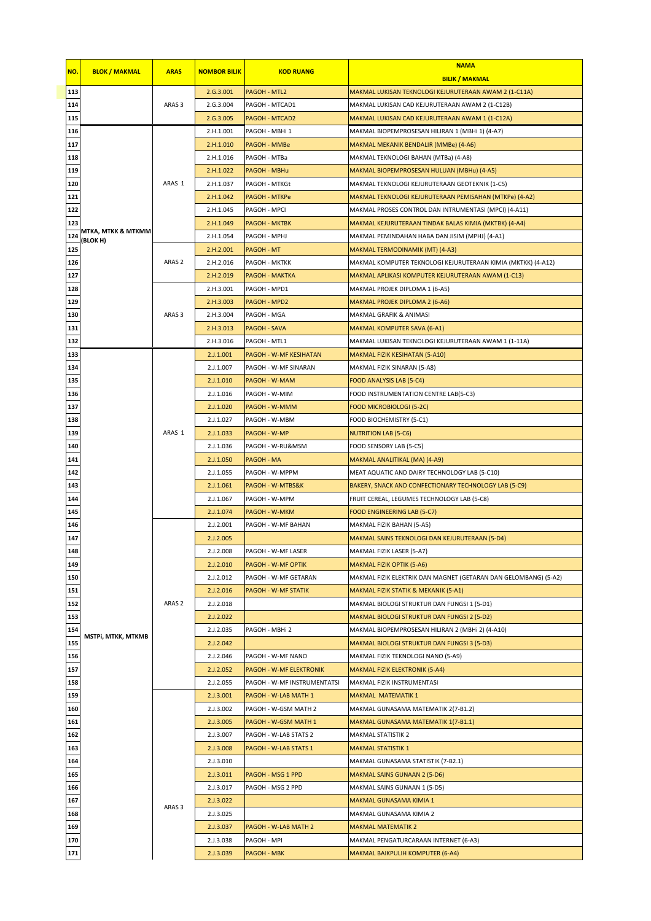| NO. | BLOK / MAKMAL | ARAS | NOMBOR BILIK | KOD RUANG | NAMA BILIK / MAKMAL |
|---|---|---|---|---|---|
| 113 | | ARAS 3 | 2.G.3.001 | PAGOH - MTL2 | MAKMAL LUKISAN TEKNOLOGI KEJURUTERAAN AWAM 2 (1-C11A) |
| 114 | | | 2.G.3.004 | PAGOH - MTCAD1 | MAKMAL LUKISAN CAD KEJURUTERAAN AWAM 2 (1-C12B) |
| 115 | | | 2.G.3.005 | PAGOH - MTCAD2 | MAKMAL LUKISAN CAD KEJURUTERAAN AWAM 1 (1-C12A) |
| 116 | MTKA, MTKK & MTKMM (BLOK H) | ARAS 1 | 2.H.1.001 | PAGOH - MBHi 1 | MAKMAL BIOPEMPROSESAN HILIRAN 1 (MBHi 1) (4-A7) |
| 117 | | | 2.H.1.010 | PAGOH - MMBe | MAKMAL MEKANIK BENDALIR (MMBe) (4-A6) |
| 118 | | | 2.H.1.016 | PAGOH - MTBa | MAKMAL TEKNOLOGI BAHAN (MTBa) (4-A8) |
| 119 | | | 2.H.1.022 | PAGOH - MBHu | MAKMAL BIOPEMPROSESAN HULUAN (MBHu) (4-A5) |
| 120 | | | 2.H.1.037 | PAGOH - MTKGt | MAKMAL TEKNOLOGI KEJURUTERAAN GEOTEKNIK (1-C5) |
| 121 | | | 2.H.1.042 | PAGOH - MTKPe | MAKMAL TEKNOLOGI KEJURUTERAAN PEMISAHAN (MTKPe) (4-A2) |
| 122 | | | 2.H.1.045 | PAGOH - MPCI | MAKMAL PROSES CONTROL DAN INTRUMENTASI (MPCI) (4-A11) |
| 123 | | | 2.H.1.049 | PAGOH - MKTBK | MAKMAL KEJURUTERAAN TINDAK BALAS KIMIA (MKTBK) (4-A4) |
| 124 | | | 2.H.1.054 | PAGOH - MPHJ | MAKMAL PEMINDAHAN HABA DAN JISIM (MPHJ) (4-A1) |
| 125 | | ARAS 2 | 2.H.2.001 | PAGOH - MT | MAKMAL TERMODINAMIK (MT) (4-A3) |
| 126 | | | 2.H.2.016 | PAGOH - MKTKK | MAKMAL KOMPUTER TEKNOLOGI KEJURUTERAAN KIMIA (MKTKK) (4-A12) |
| 127 | | | 2.H.2.019 | PAGOH - MAKTKA | MAKMAL APLIKASI KOMPUTER KEJURUTERAAN AWAM (1-C13) |
| 128 | | ARAS 3 | 2.H.3.001 | PAGOH - MPD1 | MAKMAL PROJEK DIPLOMA 1 (6-A5) |
| 129 | | | 2.H.3.003 | PAGOH - MPD2 | MAKMAL PROJEK DIPLOMA 2 (6-A6) |
| 130 | | | 2.H.3.004 | PAGOH - MGA | MAKMAL GRAFIK & ANIMASI |
| 131 | | | 2.H.3.013 | PAGOH - SAVA | MAKMAL KOMPUTER SAVA (6-A1) |
| 132 | | | 2.H.3.016 | PAGOH - MTL1 | MAKMAL LUKISAN TEKNOLOGI KEJURUTERAAN AWAM 1 (1-11A) |
| 133 | MSTPi, MTKK, MTKMB | ARAS 1 | 2.J.1.001 | PAGOH - W-MF KESIHATAN | MAKMAL FIZIK KESIHATAN (5-A10) |
| 134 | | | 2.J.1.007 | PAGOH - W-MF SINARAN | MAKMAL FIZIK SINARAN (5-A8) |
| 135 | | | 2.J.1.010 | PAGOH - W-MAM | FOOD ANALYSIS LAB (5-C4) |
| 136 | | | 2.J.1.016 | PAGOH - W-MIM | FOOD INSTRUMENTATION CENTRE LAB(5-C3) |
| 137 | | | 2.J.1.020 | PAGOH - W-MMM | FOOD MICROBIOLOGI (5-2C) |
| 138 | | | 2.J.1.027 | PAGOH - W-MBM | FOOD BIOCHEMISTRY (5-C1) |
| 139 | | | 2.J.1.033 | PAGOH - W-MP | NUTRITION LAB (5-C6) |
| 140 | | | 2.J.1.036 | PAGOH - W-RU&MSM | FOOD SENSORY LAB (5-C5) |
| 141 | | | 2.J.1.050 | PAGOH - MA | MAKMAL ANALITIKAL (MA) (4-A9) |
| 142 | | | 2.J.1.055 | PAGOH - W-MPPM | MEAT AQUATIC AND DAIRY TECHNOLOGY LAB (5-C10) |
| 143 | | | 2.J.1.061 | PAGOH - W-MTBS&K | BAKERY, SNACK AND CONFECTIONARY TECHNOLOGY LAB (5-C9) |
| 144 | | | 2.J.1.067 | PAGOH - W-MPM | FRUIT CEREAL, LEGUMES TECHNOLOGY LAB (5-C8) |
| 145 | | | 2.J.1.074 | PAGOH - W-MKM | FOOD ENGINEERING LAB (5-C7) |
| 146 | | ARAS 2 | 2.J.2.001 | PAGOH - W-MF BAHAN | MAKMAL FIZIK BAHAN (5-A5) |
| 147 | | | 2.J.2.005 | | MAKMAL SAINS TEKNOLOGI DAN KEJURUTERAAN (5-D4) |
| 148 | | | 2.J.2.008 | PAGOH - W-MF LASER | MAKMAL FIZIK LASER (5-A7) |
| 149 | | | 2.J.2.010 | PAGOH - W-MF OPTIK | MAKMAL FIZIK OPTIK (5-A6) |
| 150 | | | 2.J.2.012 | PAGOH - W-MF GETARAN | MAKMAL FIZIK ELEKTRIK DAN MAGNET (GETARAN DAN GELOMBANG) (5-A2) |
| 151 | | | 2.J.2.016 | PAGOH - W-MF STATIK | MAKMAL FIZIK STATIK & MEKANIK (5-A1) |
| 152 | | | 2.J.2.018 | | MAKMAL BIOLOGI STRUKTUR DAN FUNGSI 1 (5-D1) |
| 153 | | | 2.J.2.022 | | MAKMAL BIOLOGI STRUKTUR DAN FUNGSI 2 (5-D2) |
| 154 | | | 2.J.2.035 | PAGOH - MBHi 2 | MAKMAL BIOPEMPROSESAN HILIRAN 2 (MBHi 2) (4-A10) |
| 155 | | | 2.J.2.042 | | MAKMAL BIOLOGI STRUKTUR DAN FUNGSI 3 (5-D3) |
| 156 | | | 2.J.2.046 | PAGOH - W-MF NANO | MAKMAL FIZIK TEKNOLOGI NANO (5-A9) |
| 157 | | | 2.J.2.052 | PAGOH - W-MF ELEKTRONIK | MAKMAL FIZIK ELEKTRONIK (5-A4) |
| 158 | | | 2.J.2.055 | PAGOH - W-MF INSTRUMENTATSI | MAKMAL FIZIK INSTRUMENTASI |
| 159 | | ARAS 3 | 2.J.3.001 | PAGOH - W-LAB MATH 1 | MAKMAL MATEMATIK 1 |
| 160 | | | 2.J.3.002 | PAGOH - W-GSM MATH 2 | MAKMAL GUNASAMA MATEMATIK 2(7-B1.2) |
| 161 | | | 2.J.3.005 | PAGOH - W-GSM MATH 1 | MAKMAL GUNASAMA MATEMATIK 1(7-B1.1) |
| 162 | | | 2.J.3.007 | PAGOH - W-LAB STATS 2 | MAKMAL STATISTIK 2 |
| 163 | | | 2.J.3.008 | PAGOH - W-LAB STATS 1 | MAKMAL STATISTIK 1 |
| 164 | | | 2.J.3.010 | | MAKMAL GUNASAMA STATISTIK (7-B2.1) |
| 165 | | | 2.J.3.011 | PAGOH - MSG 1 PPD | MAKMAL SAINS GUNAAN 2 (5-D6) |
| 166 | | | 2.J.3.017 | PAGOH - MSG 2 PPD | MAKMAL SAINS GUNAAN 1 (5-D5) |
| 167 | | | 2.J.3.022 | | MAKMAL GUNASAMA KIMIA 1 |
| 168 | | | 2.J.3.025 | | MAKMAL GUNASAMA KIMIA 2 |
| 169 | | | 2.J.3.037 | PAGOH - W-LAB MATH 2 | MAKMAL MATEMATIK 2 |
| 170 | | | 2.J.3.038 | PAGOH - MPI | MAKMAL PENGATURCARAAN INTERNET (6-A3) |
| 171 | | | 2.J.3.039 | PAGOH - MBK | MAKMAL BAIKPULIH KOMPUTER (6-A4) |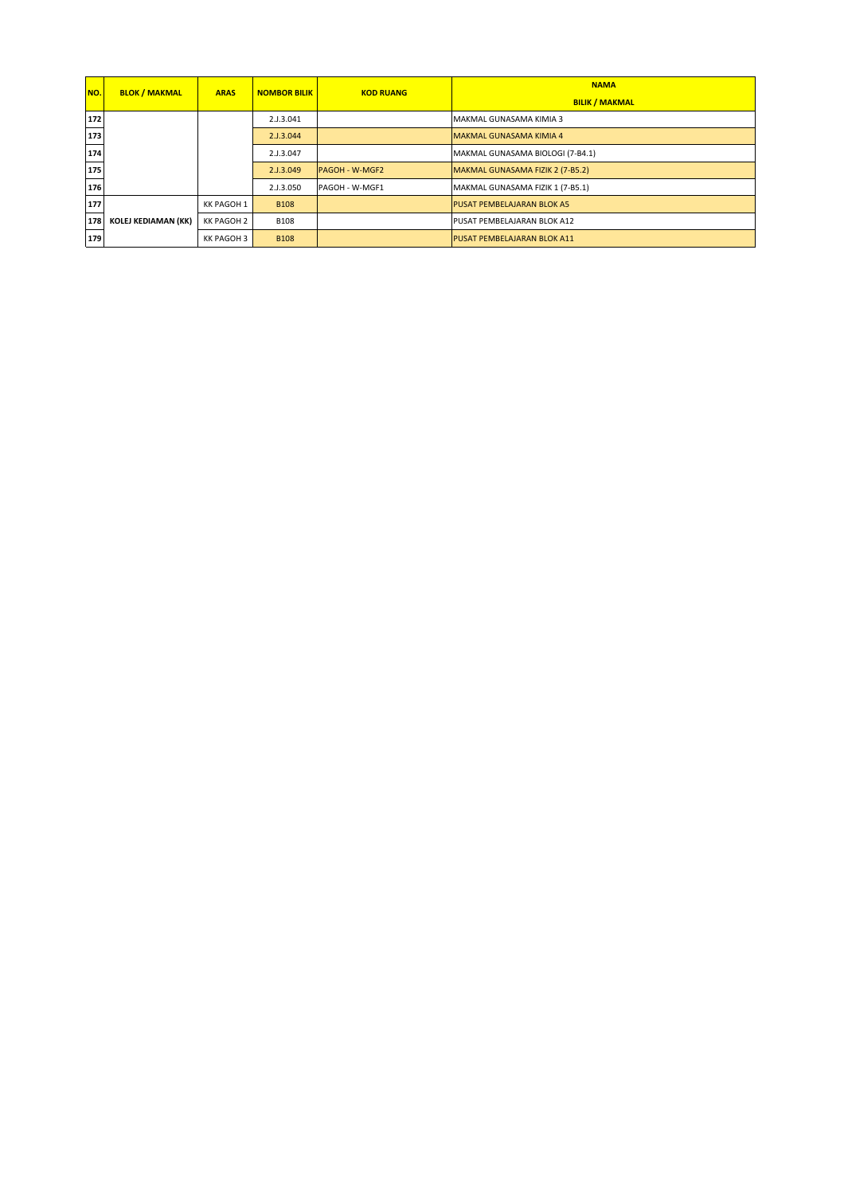| NO. | BLOK / MAKMAL | ARAS | NOMBOR BILIK | KOD RUANG | NAMA BILIK / MAKMAL |
|---|---|---|---|---|---|
| 172 | | | 2.J.3.041 | | MAKMAL GUNASAMA KIMIA 3 |
| 173 | | | 2.J.3.044 | | MAKMAL GUNASAMA KIMIA 4 |
| 174 | | | 2.J.3.047 | | MAKMAL GUNASAMA BIOLOGI (7-B4.1) |
| 175 | | | 2.J.3.049 | PAGOH - W-MGF2 | MAKMAL GUNASAMA FIZIK 2 (7-B5.2) |
| 176 | | | 2.J.3.050 | PAGOH - W-MGF1 | MAKMAL GUNASAMA FIZIK 1 (7-B5.1) |
| 177 | KOLEJ KEDIAMAN (KK) | KK PAGOH 1 | B108 | | PUSAT PEMBELAJARAN BLOK A5 |
| 178 | | KK PAGOH 2 | B108 | | PUSAT PEMBELAJARAN BLOK A12 |
| 179 | | KK PAGOH 3 | B108 | | PUSAT PEMBELAJARAN BLOK A11 |